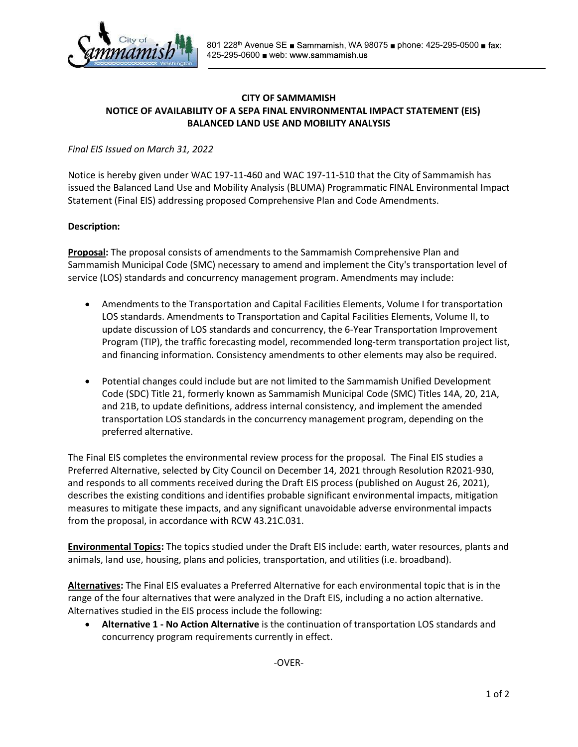801 228th Avenue SE ■ Sammamish, WA 98075 ■ phone: 425-295-0500 ■ fax: 425-295-0600 ■ web: www.sammamish.us

**CITY OF SAMMAMISH**
**NOTICE OF AVAILABILITY OF A SEPA FINAL ENVIRONMENTAL IMPACT STATEMENT (EIS)**
**BALANCED LAND USE AND MOBILITY ANALYSIS**

*Final EIS Issued on March 31, 2022*

Notice is hereby given under WAC 197-11-460 and WAC 197-11-510 that the City of Sammamish has issued the Balanced Land Use and Mobility Analysis (BLUMA) Programmatic FINAL Environmental Impact Statement (Final EIS) addressing proposed Comprehensive Plan and Code Amendments.

**Description:**

**Proposal:** The proposal consists of amendments to the Sammamish Comprehensive Plan and Sammamish Municipal Code (SMC) necessary to amend and implement the City's transportation level of service (LOS) standards and concurrency management program. Amendments may include:

- Amendments to the Transportation and Capital Facilities Elements, Volume I for transportation LOS standards. Amendments to Transportation and Capital Facilities Elements, Volume II, to update discussion of LOS standards and concurrency, the 6-Year Transportation Improvement Program (TIP), the traffic forecasting model, recommended long-term transportation project list, and financing information. Consistency amendments to other elements may also be required.
- Potential changes could include but are not limited to the Sammamish Unified Development Code (SDC) Title 21, formerly known as Sammamish Municipal Code (SMC) Titles 14A, 20, 21A, and 21B, to update definitions, address internal consistency, and implement the amended transportation LOS standards in the concurrency management program, depending on the preferred alternative.

The Final EIS completes the environmental review process for the proposal. The Final EIS studies a Preferred Alternative, selected by City Council on December 14, 2021 through Resolution R2021-930, and responds to all comments received during the Draft EIS process (published on August 26, 2021), describes the existing conditions and identifies probable significant environmental impacts, mitigation measures to mitigate these impacts, and any significant unavoidable adverse environmental impacts from the proposal, in accordance with RCW 43.21C.031.

**Environmental Topics:** The topics studied under the Draft EIS include: earth, water resources, plants and animals, land use, housing, plans and policies, transportation, and utilities (i.e. broadband).

**Alternatives:** The Final EIS evaluates a Preferred Alternative for each environmental topic that is in the range of the four alternatives that were analyzed in the Draft EIS, including a no action alternative. Alternatives studied in the EIS process include the following:

- **Alternative 1 - No Action Alternative** is the continuation of transportation LOS standards and concurrency program requirements currently in effect.

-OVER-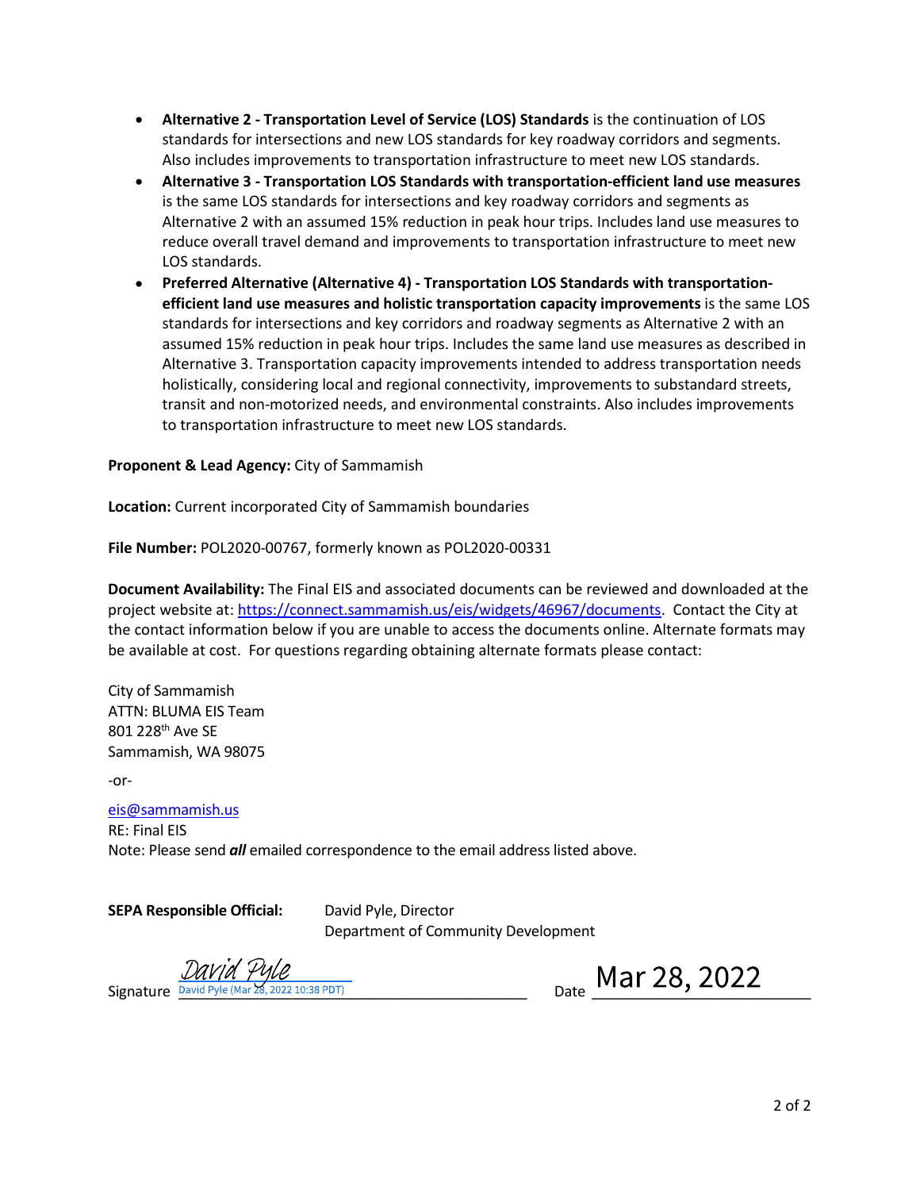- **Alternative 2 - Transportation Level of Service (LOS) Standards** is the continuation of LOS standards for intersections and new LOS standards for key roadway corridors and segments. Also includes improvements to transportation infrastructure to meet new LOS standards.
- **Alternative 3 - Transportation LOS Standards with transportation-efficient land use measures** is the same LOS standards for intersections and key roadway corridors and segments as Alternative 2 with an assumed 15% reduction in peak hour trips. Includes land use measures to reduce overall travel demand and improvements to transportation infrastructure to meet new LOS standards.
- **Preferred Alternative (Alternative 4) - Transportation LOS Standards with transportation-efficient land use measures and holistic transportation capacity improvements** is the same LOS standards for intersections and key corridors and roadway segments as Alternative 2 with an assumed 15% reduction in peak hour trips. Includes the same land use measures as described in Alternative 3. Transportation capacity improvements intended to address transportation needs holistically, considering local and regional connectivity, improvements to substandard streets, transit and non-motorized needs, and environmental constraints. Also includes improvements to transportation infrastructure to meet new LOS standards.

**Proponent & Lead Agency:** City of Sammamish

**Location:** Current incorporated City of Sammamish boundaries

**File Number:** POL2020-00767, formerly known as POL2020-00331

**Document Availability:** The Final EIS and associated documents can be reviewed and downloaded at the project website at: https://connect.sammamish.us/eis/widgets/46967/documents. Contact the City at the contact information below if you are unable to access the documents online. Alternate formats may be available at cost. For questions regarding obtaining alternate formats please contact:

City of Sammamish
ATTN: BLUMA EIS Team
801 228th Ave SE
Sammamish, WA 98075

-or-

eis@sammamish.us
RE: Final EIS
Note: Please send ***all*** emailed correspondence to the email address listed above.

**SEPA Responsible Official:** David Pyle, Director
Department of Community Development

Signature *David Pyle*
David Pyle (Mar 28, 2022 10:38 PDT)

Date Mar 28, 2022